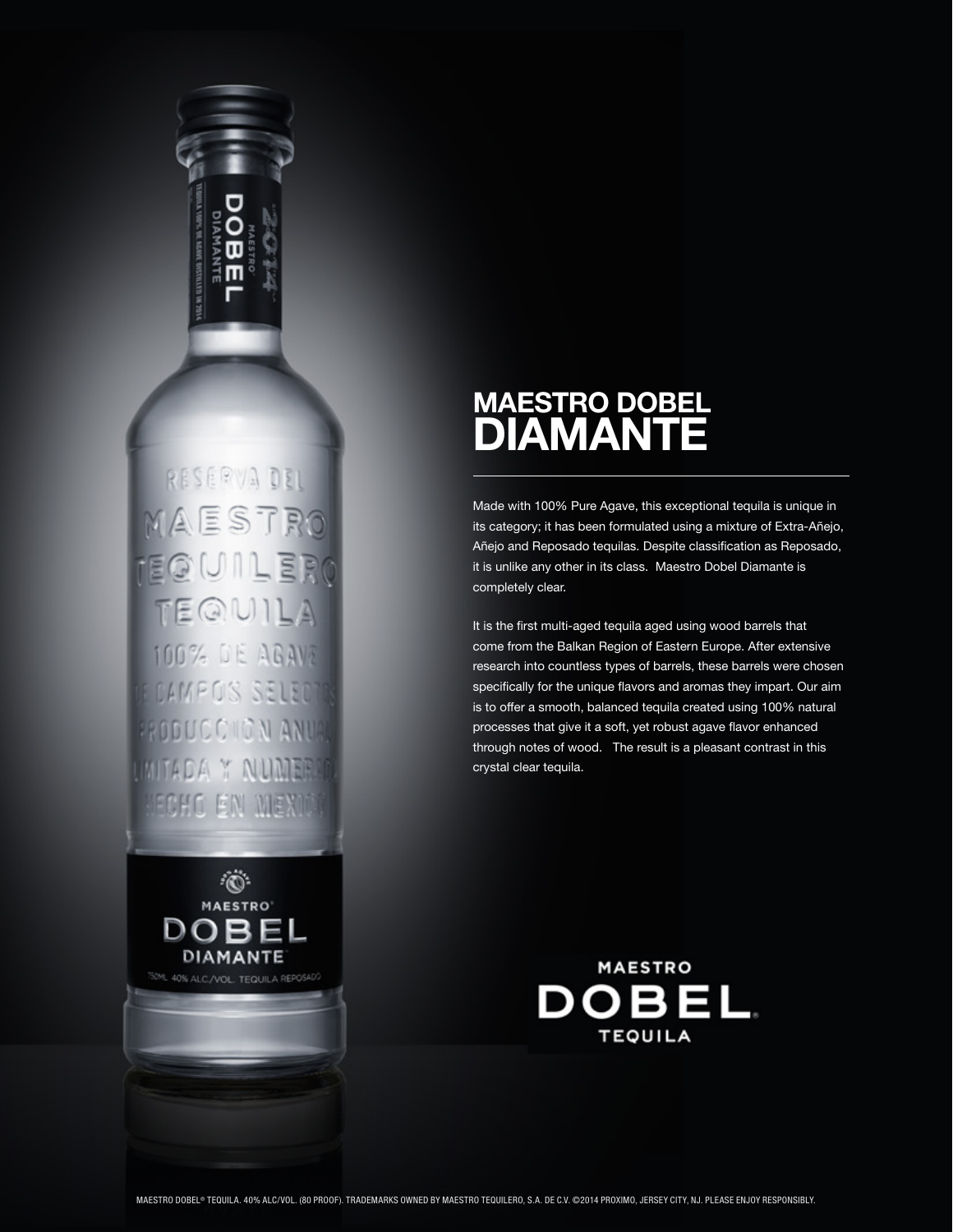# MAESTRO DOBEL
# DIAMANTE

Made with 100% Pure Agave, this exceptional tequila is unique in its category; it has been formulated using a mixture of Extra-Añejo, Añejo and Reposado tequilas. Despite classification as Reposado, it is unlike any other in its class. Maestro Dobel Diamante is completely clear.

It is the first multi-aged tequila aged using wood barrels that come from the Balkan Region of Eastern Europe. After extensive research into countless types of barrels, these barrels were chosen specifically for the unique flavors and aromas they impart. Our aim is to offer a smooth, balanced tequila created using 100% natural processes that give it a soft, yet robust agave flavor enhanced through notes of wood. The result is a pleasant contrast in this crystal clear tequila.

MAESTRO DOBEL® TEQUILA. 40% ALC/VOL. (80 PROOF). TRADEMARKS OWNED BY MAESTRO TEQUILERO, S.A. DE C.V. ©2014 PROXIMO, JERSEY CITY, NJ. PLEASE ENJOY RESPONSIBLY.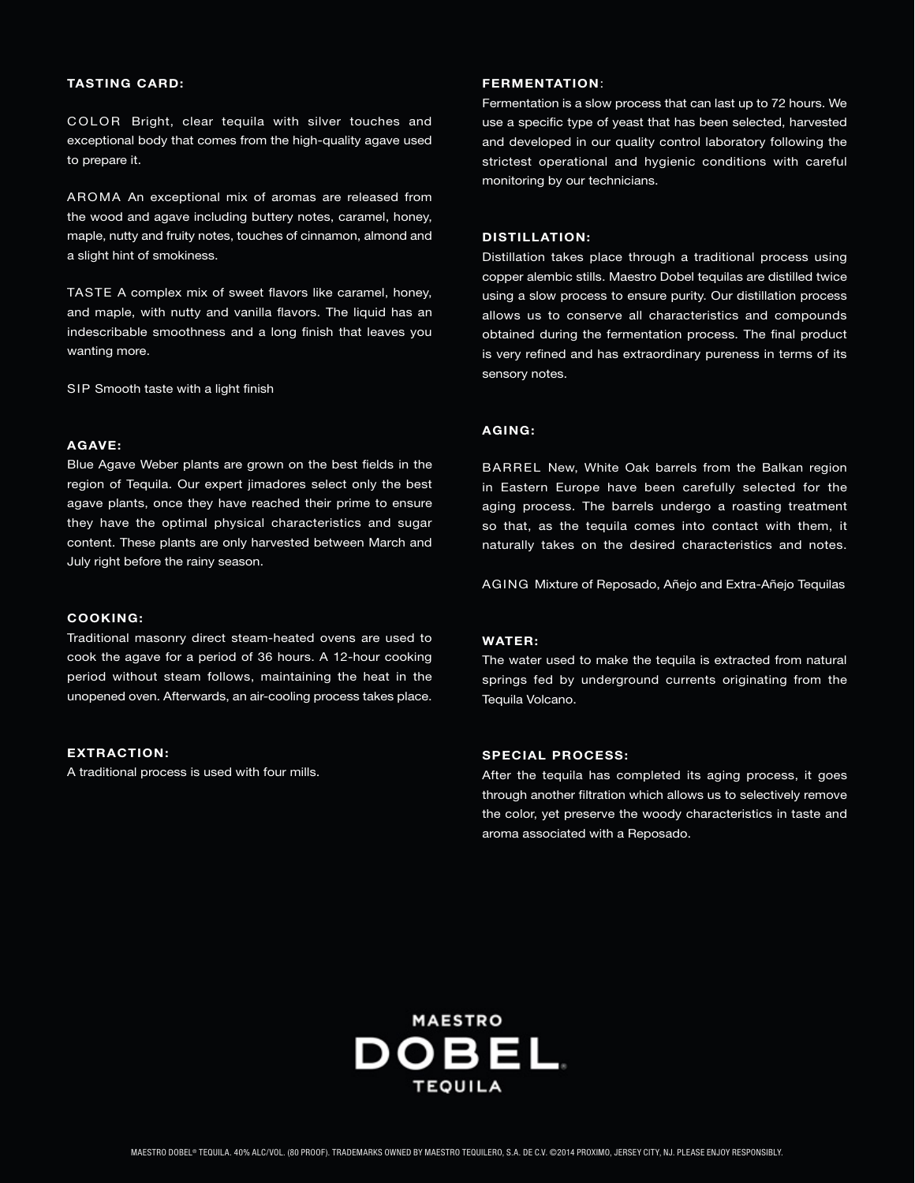## TASTING CARD:

COLOR Bright, clear tequila with silver touches and exceptional body that comes from the high-quality agave used to prepare it.

AROMA An exceptional mix of aromas are released from the wood and agave including buttery notes, caramel, honey, maple, nutty and fruity notes, touches of cinnamon, almond and a slight hint of smokiness.

TASTE A complex mix of sweet flavors like caramel, honey, and maple, with nutty and vanilla flavors. The liquid has an indescribable smoothness and a long finish that leaves you wanting more.

SIP Smooth taste with a light finish

## AGAVE:

Blue Agave Weber plants are grown on the best fields in the region of Tequila. Our expert jimadores select only the best agave plants, once they have reached their prime to ensure they have the optimal physical characteristics and sugar content. These plants are only harvested between March and July right before the rainy season.

## COOKING:

Traditional masonry direct steam-heated ovens are used to cook the agave for a period of 36 hours. A 12-hour cooking period without steam follows, maintaining the heat in the unopened oven. Afterwards, an air-cooling process takes place.

## EXTRACTION:

A traditional process is used with four mills.

## FERMENTATION:

Fermentation is a slow process that can last up to 72 hours. We use a specific type of yeast that has been selected, harvested and developed in our quality control laboratory following the strictest operational and hygienic conditions with careful monitoring by our technicians.

## DISTILLATION:

Distillation takes place through a traditional process using copper alembic stills. Maestro Dobel tequilas are distilled twice using a slow process to ensure purity. Our distillation process allows us to conserve all characteristics and compounds obtained during the fermentation process. The final product is very refined and has extraordinary pureness in terms of its sensory notes.

## AGING:

BARREL New, White Oak barrels from the Balkan region in Eastern Europe have been carefully selected for the aging process. The barrels undergo a roasting treatment so that, as the tequila comes into contact with them, it naturally takes on the desired characteristics and notes.

AGING Mixture of Reposado, Añejo and Extra-Añejo Tequilas

## WATER:

The water used to make the tequila is extracted from natural springs fed by underground currents originating from the Tequila Volcano.

## SPECIAL PROCESS:

After the tequila has completed its aging process, it goes through another filtration which allows us to selectively remove the color, yet preserve the woody characteristics in taste and aroma associated with a Reposado.

MAESTRO DOBEL TEQUILA

MAESTRO DOBEL® TEQUILA. 40% ALC/VOL. (80 PROOF). TRADEMARKS OWNED BY MAESTRO TEQUILERO, S.A. DE C.V. ©2014 PROXIMO, JERSEY CITY, NJ. PLEASE ENJOY RESPONSIBLY.